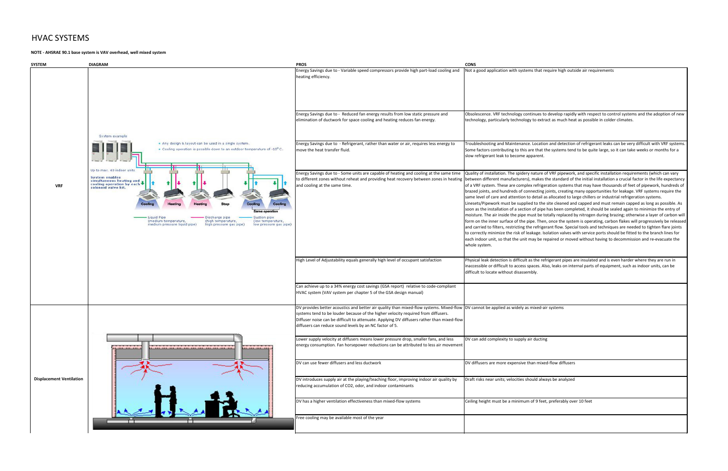# HVAC SYSTEMS

**NOTE - AHSRAE 90.1 base system is VAV overhead, well mixed system**

| SYSTEM | DIAGRAM | PROS | CONS |
|---|---|---|---|
| **VRF** | | Energy Savings due to - Variable speed compressors provide high part-load cooling and heating efficiency. | Not a good application with systems that require high outside air requirements |
| | | Energy Savings due to - Reduced fan energy results from low static pressure and elimination of ductwork for space cooling and heating reduces fan energy. | Obsolescence. VRF technology continues to develop rapidly with respect to control systems and the adoption of new technology, particularly technology to extract as much heat as possible in colder climates. |
| | | Energy Savings due to - Refrigerant, rather than water or air, requires less energy to move the heat transfer fluid. | Troubleshooting and Maintenance. Location and detection of refrigerant leaks can be very difficult with VRF systems. Some factors contributing to this are that the systems tend to be quite large, so it can take weeks or months for a slow refrigerant leak to become apparent. |
| | | Energy Savings due to - Some units are capable of heating and cooling at the same time to different zones without reheat and providing heat recovery between zones in heating and cooling at the same time. | Quality of installation. The spidery nature of VRF pipework, and specific installation requirements (which can vary between different manufacturers), makes the standard of the initial installation a crucial factor in the life expectancy of a VRF system. These are complex refrigeration systems that may have thousands of feet of pipework, hundreds of brazed joints, and hundreds of connecting joints, creating many opportunities for leakage. VRF systems require the same level of care and attention to detail as allocated to large chillers or industrial refrigeration systems. Linesets/Pipework must be supplied to the site cleaned and capped and must remain capped as long as possible. As soon as the installation of a section of pipe has been completed, it should be sealed again to minimize the entry of moisture. The air inside the pipe must be totally replaced by nitrogen during brazing; otherwise a layer of carbon will form on the inner surface of the pipe. Then, once the system is operating, carbon flakes will progressively be released and carried to filters, restricting the refrigerant flow. Special tools and techniques are needed to tighten flare joints to correctly minimize the risk of leakage. Isolation valves with service ports should be fitted to the branch lines for each indoor unit, so that the unit may be repaired or moved without having to decommission and re-evacuate the whole system. |
| | | High Level of Adjustability equals generally high level of occupant satisfaction | Physical leak detection is difficult as the refrigerant pipes are insulated and is even harder where they are run in inaccessible or difficult to access spaces. Also, leaks on internal parts of equipment, such as indoor units, can be difficult to locate without disassembly. |
| | | Can achieve up to a 34% energy cost savings (GSA report) relative to code-compliant HVAC system (VAV system per chapter 5 of the GSA design manual) | |
| **Displacement Ventilation** | | DV provides better acoustics and better air quality than mixed-flow systems. Mixed-flow systems tend to be louder because of the higher velocity required from diffusers. Diffuser noise can be difficult to attenuate. Applying DV diffusers rather than mixed-flow diffusers can reduce sound levels by an NC factor of 5. | DV cannot be applied as widely as mixed-air systems |
| | | Lower supply velocity at diffusers means lower pressure drop, smaller fans, and less energy consumption. Fan horsepower reductions can be attributed to less air movement | DV can add complexity to supply air ducting |
| | | DV can use fewer diffusers and less ductwork | DV diffusers are more expensive than mixed-flow diffusers |
| | | DV introduces supply air at the playing/teaching floor, improving indoor air quality by reducing accumulation of $CO_2$, odor, and indoor contaminants | Draft risks near units; velocities should always be analyzed |
| | | DV has a higher ventilation effectiveness than mixed-flow systems | Ceiling height must be a minimum of 9 feet, preferably over 10 feet |
| | | Free cooling may be available most of the year | |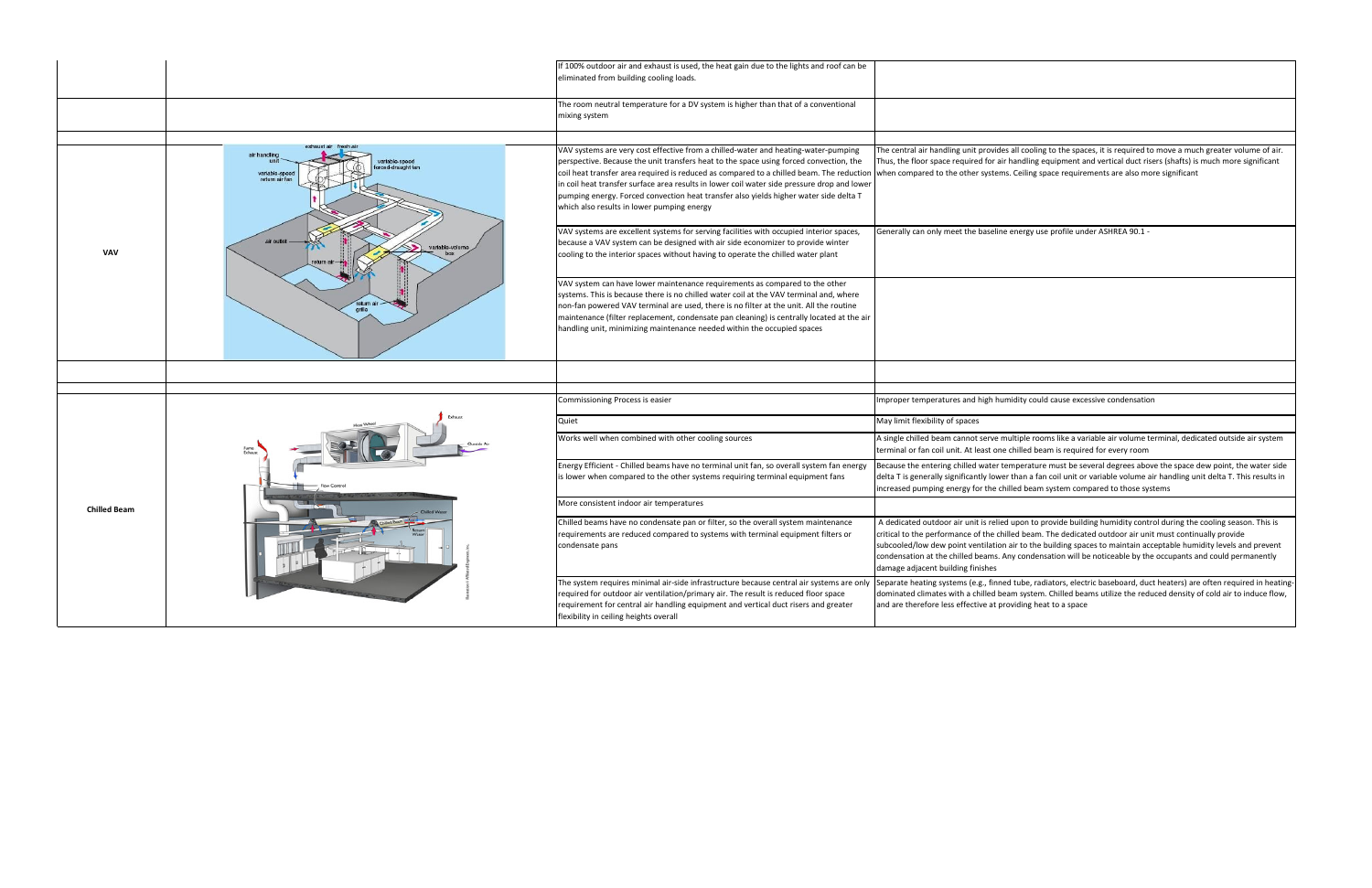| | | | |
|---|---|---|---|
| | | If 100% outdoor air and exhaust is used, the heat gain due to the lights and roof can be eliminated from building cooling loads. | |
| | | The room neutral temperature for a DV system is higher than that of a conventional mixing system | |
| | | | |
| **VAV** | air handling unit; exhaust air; fresh air; variable-speed forced-draught fan; variable-speed return air fan; air outlet; variable-volume box; return air; return air grille | VAV systems are very cost effective from a chilled-water and heating-water-pumping perspective. Because the unit transfers heat to the space using forced convection, the coil heat transfer area required is reduced as compared to a chilled beam. The reduction in coil heat transfer surface area results in lower coil water side pressure drop and lower pumping energy. Forced convection heat transfer also yields higher water side delta T which also results in lower pumping energy | The central air handling unit provides all cooling to the spaces, it is required to move a much greater volume of air. Thus, the floor space required for air handling equipment and vertical duct risers (shafts) is much more significant when compared to the other systems. Ceiling space requirements are also more significant |
| | | VAV systems are excellent systems for serving facilities with occupied interior spaces, because a VAV system can be designed with air side economizer to provide winter cooling to the interior spaces without having to operate the chilled water plant | Generally can only meet the baseline energy use profile under ASHREA 90.1 - |
| | | VAV system can have lower maintenance requirements as compared to the other systems. This is because there is no chilled water coil at the VAV terminal and, where non-fan powered VAV terminal are used, there is no filter at the unit. All the routine maintenance (filter replacement, condensate pan cleaning) is centrally located at the air handling unit, minimizing maintenance needed within the occupied spaces | |
| | | | |
| | | | |
| **Chilled Beam** | Exhaust; Hood Exhaust; Outside Air; Fume Exhaust; Flow Control; Chilled Water; Chilled Beam; Return Water | Commissioning Process is easier | Improper temperatures and high humidity could cause excessive condensation |
| | | Quiet | May limit flexibility of spaces |
| | | Works well when combined with other cooling sources | A single chilled beam cannot serve multiple rooms like a variable air volume terminal, dedicated outside air system terminal or fan coil unit. At least one chilled beam is required for every room |
| | | Energy Efficient - Chilled beams have no terminal unit fan, so overall system fan energy is lower when compared to the other systems requiring terminal equipment fans | Because the entering chilled water temperature must be several degrees above the space dew point, the water side delta T is generally significantly lower than a fan coil unit or variable volume air handling unit delta T. This results in increased pumping energy for the chilled beam system compared to those systems |
| | | More consistent indoor air temperatures | |
| | | Chilled beams have no condensate pan or filter, so the overall system maintenance requirements are reduced compared to systems with terminal equipment filters or condensate pans | A dedicated outdoor air unit is relied upon to provide building humidity control during the cooling season. This is critical to the performance of the chilled beam. The dedicated outdoor air unit must continually provide subcooled/low dew point ventilation air to the building spaces to maintain acceptable humidity levels and prevent condensation at the chilled beams. Any condensation will be noticeable by the occupants and could permanently damage adjacent building finishes |
| | | The system requires minimal air-side infrastructure because central air systems are only required for outdoor air ventilation/primary air. The result is reduced floor space requirement for central air handling equipment and vertical duct risers and greater flexibility in ceiling heights overall | Separate heating systems (e.g., finned tube, radiators, electric baseboard, duct heaters) are often required in heating-dominated climates with a chilled beam system. Chilled beams utilize the reduced density of cold air to induce flow, and are therefore less effective at providing heat to a space |